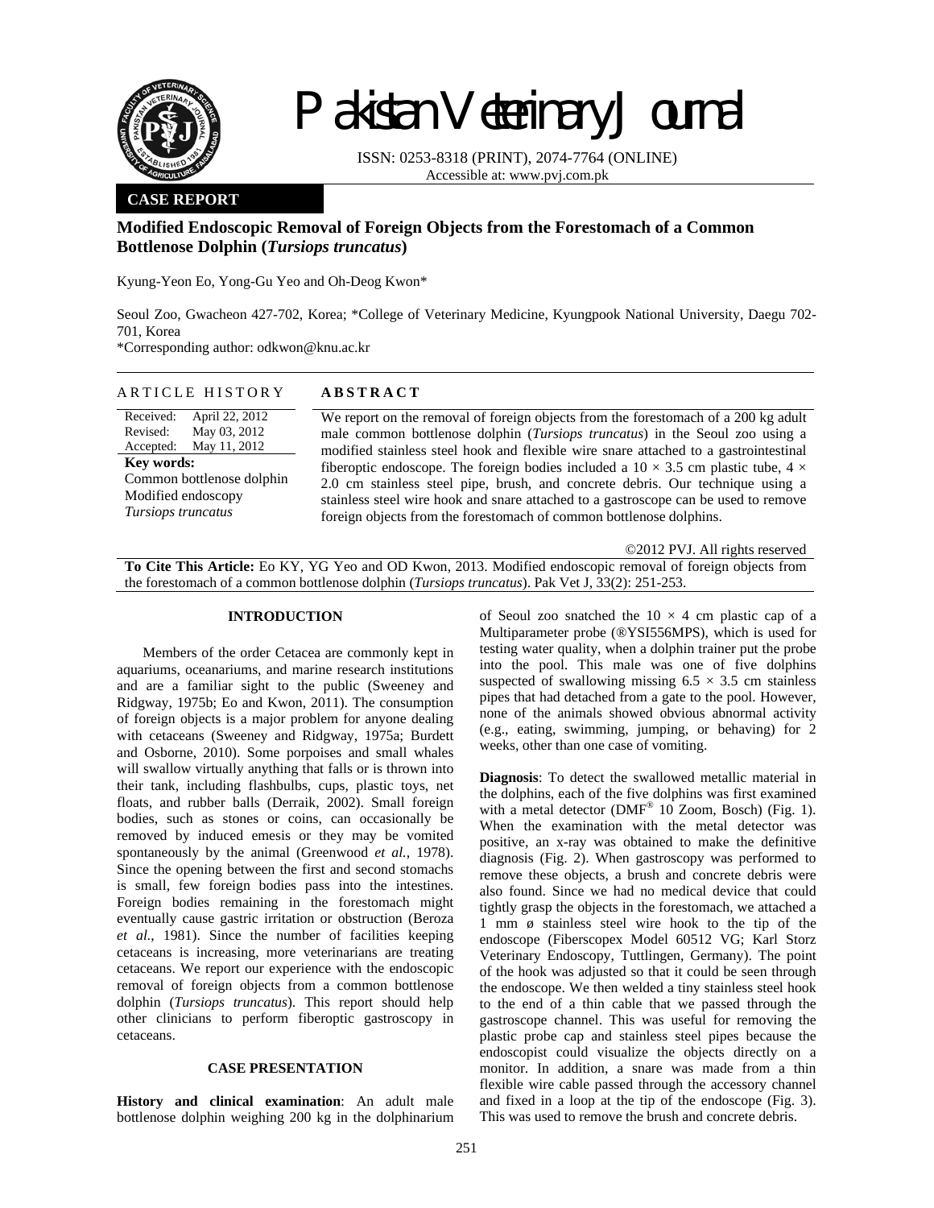# Pakistan Veterinary Journal

ISSN: 0253-8318 (PRINT), 2074-7764 (ONLINE)
Accessible at: www.pvj.com.pk

**CASE REPORT**

## Modified Endoscopic Removal of Foreign Objects from the Forestomach of a Common Bottlenose Dolphin (*Tursiops truncatus*)

Kyung-Yeon Eo, Yong-Gu Yeo and Oh-Deog Kwon*

Seoul Zoo, Gwacheon 427-702, Korea; *College of Veterinary Medicine, Kyungpook National University, Daegu 702-701, Korea

*Corresponding author: odkwon@knu.ac.kr

**ARTICLE HISTORY**

Received: April 22, 2012
Revised: May 03, 2012
Accepted: May 11, 2012

**Key words:**
Common bottlenose dolphin
Modified endoscopy
*Tursiops truncatus*

**ABSTRACT**

We report on the removal of foreign objects from the forestomach of a 200 kg adult male common bottlenose dolphin (*Tursiops truncatus*) in the Seoul zoo using a modified stainless steel hook and flexible wire snare attached to a gastrointestinal fiberoptic endoscope. The foreign bodies included a 10 × 3.5 cm plastic tube, 4 × 2.0 cm stainless steel pipe, brush, and concrete debris. Our technique using a stainless steel wire hook and snare attached to a gastroscope can be used to remove foreign objects from the forestomach of common bottlenose dolphins.

©2012 PVJ. All rights reserved

**To Cite This Article:** Eo KY, YG Yeo and OD Kwon, 2013. Modified endoscopic removal of foreign objects from the forestomach of a common bottlenose dolphin (*Tursiops truncatus*). Pak Vet J, 33(2): 251-253.

### INTRODUCTION

Members of the order Cetacea are commonly kept in aquariums, oceanariums, and marine research institutions and are a familiar sight to the public (Sweeney and Ridgway, 1975b; Eo and Kwon, 2011). The consumption of foreign objects is a major problem for anyone dealing with cetaceans (Sweeney and Ridgway, 1975a; Burdett and Osborne, 2010). Some porpoises and small whales will swallow virtually anything that falls or is thrown into their tank, including flashbulbs, cups, plastic toys, net floats, and rubber balls (Derraik, 2002). Small foreign bodies, such as stones or coins, can occasionally be removed by induced emesis or they may be vomited spontaneously by the animal (Greenwood *et al.*, 1978). Since the opening between the first and second stomachs is small, few foreign bodies pass into the intestines. Foreign bodies remaining in the forestomach might eventually cause gastric irritation or obstruction (Beroza *et al.*, 1981). Since the number of facilities keeping cetaceans is increasing, more veterinarians are treating cetaceans. We report our experience with the endoscopic removal of foreign objects from a common bottlenose dolphin (*Tursiops truncatus*). This report should help other clinicians to perform fiberoptic gastroscopy in cetaceans.

### CASE PRESENTATION

**History and clinical examination**: An adult male bottlenose dolphin weighing 200 kg in the dolphinarium of Seoul zoo snatched the 10 × 4 cm plastic cap of a Multiparameter probe (®YSI556MPS), which is used for testing water quality, when a dolphin trainer put the probe into the pool. This male was one of five dolphins suspected of swallowing missing 6.5 × 3.5 cm stainless pipes that had detached from a gate to the pool. However, none of the animals showed obvious abnormal activity (e.g., eating, swimming, jumping, or behaving) for 2 weeks, other than one case of vomiting.

**Diagnosis**: To detect the swallowed metallic material in the dolphins, each of the five dolphins was first examined with a metal detector (DMF® 10 Zoom, Bosch) (Fig. 1). When the examination with the metal detector was positive, an x-ray was obtained to make the definitive diagnosis (Fig. 2). When gastroscopy was performed to remove these objects, a brush and concrete debris were also found. Since we had no medical device that could tightly grasp the objects in the forestomach, we attached a 1 mm ø stainless steel wire hook to the tip of the endoscope (Fiberscopex Model 60512 VG; Karl Storz Veterinary Endoscopy, Tuttlingen, Germany). The point of the hook was adjusted so that it could be seen through the endoscope. We then welded a tiny stainless steel hook to the end of a thin cable that we passed through the gastroscope channel. This was useful for removing the plastic probe cap and stainless steel pipes because the endoscopist could visualize the objects directly on a monitor. In addition, a snare was made from a thin flexible wire cable passed through the accessory channel and fixed in a loop at the tip of the endoscope (Fig. 3). This was used to remove the brush and concrete debris.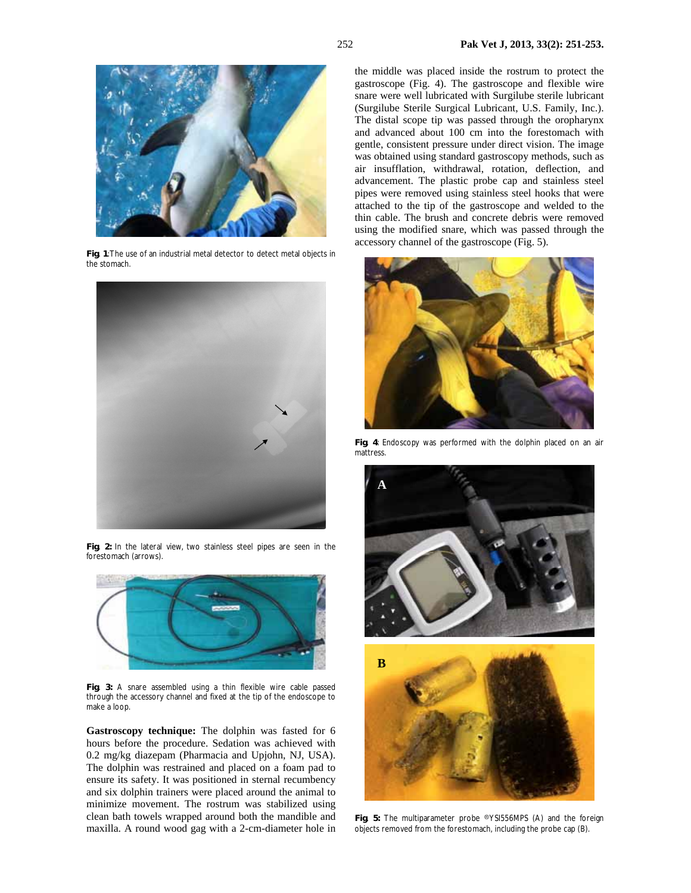**Fig. 1:** The use of an industrial metal detector to detect metal objects in the stomach.

**Fig. 2:** In the lateral view, two stainless steel pipes are seen in the forestomach (arrows).

**Fig. 3:** A snare assembled using a thin flexible wire cable passed through the accessory channel and fixed at the tip of the endoscope to make a loop.

**Gastroscopy technique:** The dolphin was fasted for 6 hours before the procedure. Sedation was achieved with 0.2 mg/kg diazepam (Pharmacia and Upjohn, NJ, USA). The dolphin was restrained and placed on a foam pad to ensure its safety. It was positioned in sternal recumbency and six dolphin trainers were placed around the animal to minimize movement. The rostrum was stabilized using clean bath towels wrapped around both the mandible and maxilla. A round wood gag with a 2-cm-diameter hole in the middle was placed inside the rostrum to protect the gastroscope (Fig. 4). The gastroscope and flexible wire snare were well lubricated with Surgilube sterile lubricant (Surgilube Sterile Surgical Lubricant, U.S. Family, Inc.). The distal scope tip was passed through the oropharynx and advanced about 100 cm into the forestomach with gentle, consistent pressure under direct vision. The image was obtained using standard gastroscopy methods, such as air insufflation, withdrawal, rotation, deflection, and advancement. The plastic probe cap and stainless steel pipes were removed using stainless steel hooks that were attached to the tip of the gastroscope and welded to the thin cable. The brush and concrete debris were removed using the modified snare, which was passed through the accessory channel of the gastroscope (Fig. 5).

**Fig. 4:** Endoscopy was performed with the dolphin placed on an air mattress.

**Fig. 5:** The multiparameter probe ®YSI556MPS (A) and the foreign objects removed from the forestomach, including the probe cap (B).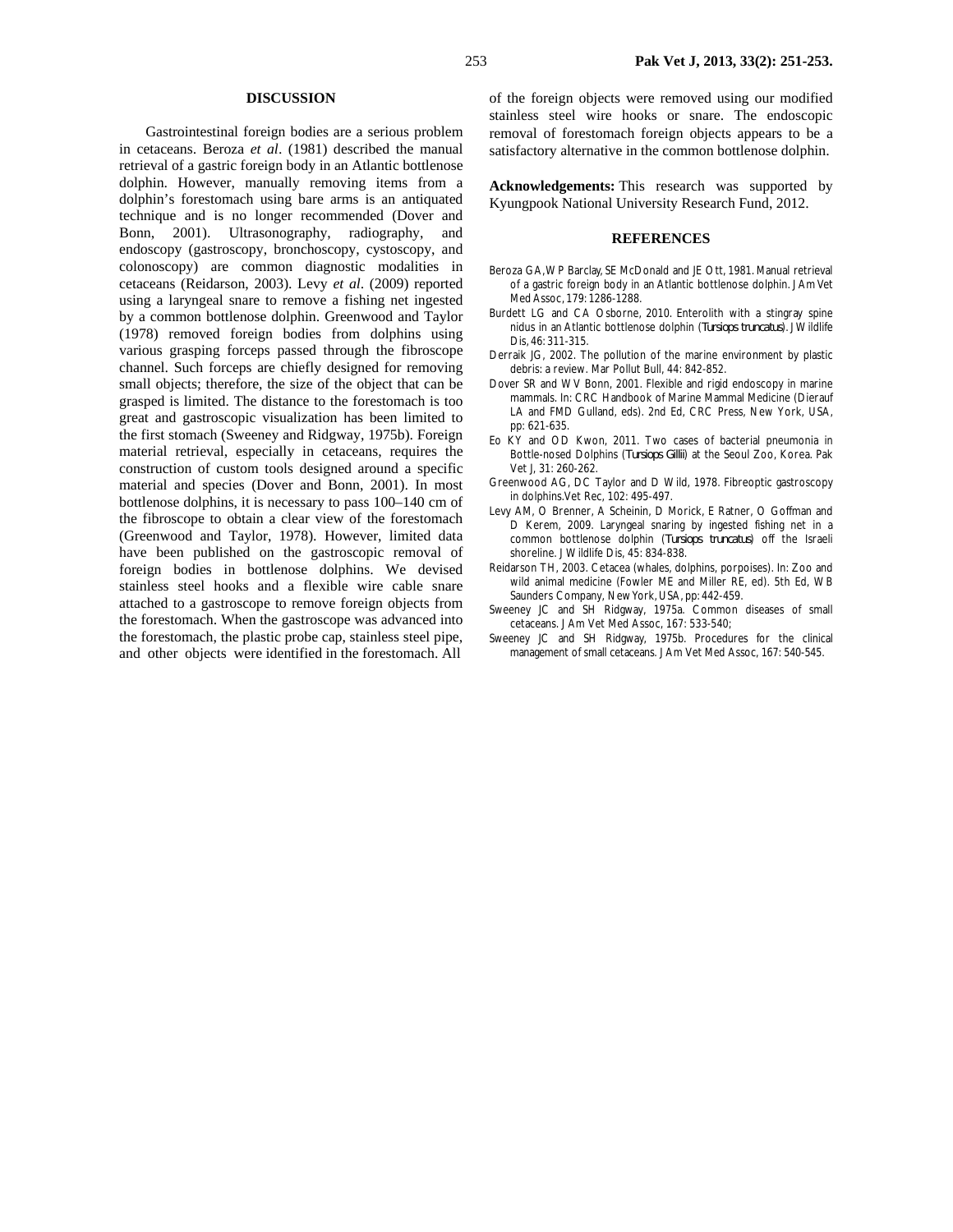## DISCUSSION

Gastrointestinal foreign bodies are a serious problem in cetaceans. Beroza *et al*. (1981) described the manual retrieval of a gastric foreign body in an Atlantic bottlenose dolphin. However, manually removing items from a dolphin's forestomach using bare arms is an antiquated technique and is no longer recommended (Dover and Bonn, 2001). Ultrasonography, radiography, and endoscopy (gastroscopy, bronchoscopy, cystoscopy, and colonoscopy) are common diagnostic modalities in cetaceans (Reidarson, 2003). Levy *et al*. (2009) reported using a laryngeal snare to remove a fishing net ingested by a common bottlenose dolphin. Greenwood and Taylor (1978) removed foreign bodies from dolphins using various grasping forceps passed through the fibroscope channel. Such forceps are chiefly designed for removing small objects; therefore, the size of the object that can be grasped is limited. The distance to the forestomach is too great and gastroscopic visualization has been limited to the first stomach (Sweeney and Ridgway, 1975b). Foreign material retrieval, especially in cetaceans, requires the construction of custom tools designed around a specific material and species (Dover and Bonn, 2001). In most bottlenose dolphins, it is necessary to pass 100–140 cm of the fibroscope to obtain a clear view of the forestomach (Greenwood and Taylor, 1978). However, limited data have been published on the gastroscopic removal of foreign bodies in bottlenose dolphins. We devised stainless steel hooks and a flexible wire cable snare attached to a gastroscope to remove foreign objects from the forestomach. When the gastroscope was advanced into the forestomach, the plastic probe cap, stainless steel pipe, and other objects were identified in the forestomach. All of the foreign objects were removed using our modified stainless steel wire hooks or snare. The endoscopic removal of forestomach foreign objects appears to be a satisfactory alternative in the common bottlenose dolphin.

**Acknowledgements:** This research was supported by Kyungpook National University Research Fund, 2012.

## REFERENCES

Beroza GA, WP Barclay, SE McDonald and JE Ott, 1981. Manual retrieval of a gastric foreign body in an Atlantic bottlenose dolphin. J Am Vet Med Assoc, 179: 1286-1288.

Burdett LG and CA Osborne, 2010. Enterolith with a stingray spine nidus in an Atlantic bottlenose dolphin (*Tursiops truncatus*). J Wildlife Dis, 46: 311-315.

Derraik JG, 2002. The pollution of the marine environment by plastic debris: a review. Mar Pollut Bull, 44: 842-852.

Dover SR and WV Bonn, 2001. Flexible and rigid endoscopy in marine mammals. In: CRC Handbook of Marine Mammal Medicine (Dierauf LA and FMD Gulland, eds). 2nd Ed, CRC Press, New York, USA, pp: 621-635.

Eo KY and OD Kwon, 2011. Two cases of bacterial pneumonia in Bottle-nosed Dolphins (*Tursiops Gillii*) at the Seoul Zoo, Korea. Pak Vet J, 31: 260-262.

Greenwood AG, DC Taylor and D Wild, 1978. Fibreoptic gastroscopy in dolphins.Vet Rec, 102: 495-497.

Levy AM, O Brenner, A Scheinin, D Morick, E Ratner, O Goffman and D Kerem, 2009. Laryngeal snaring by ingested fishing net in a common bottlenose dolphin (*Tursiops truncatus*) off the Israeli shoreline. J Wildlife Dis, 45: 834-838.

Reidarson TH, 2003. Cetacea (whales, dolphins, porpoises). In: Zoo and wild animal medicine (Fowler ME and Miller RE, ed). 5th Ed, WB Saunders Company, New York, USA, pp: 442-459.

Sweeney JC and SH Ridgway, 1975a. Common diseases of small cetaceans. J Am Vet Med Assoc, 167: 533-540;

Sweeney JC and SH Ridgway, 1975b. Procedures for the clinical management of small cetaceans. J Am Vet Med Assoc, 167: 540-545.